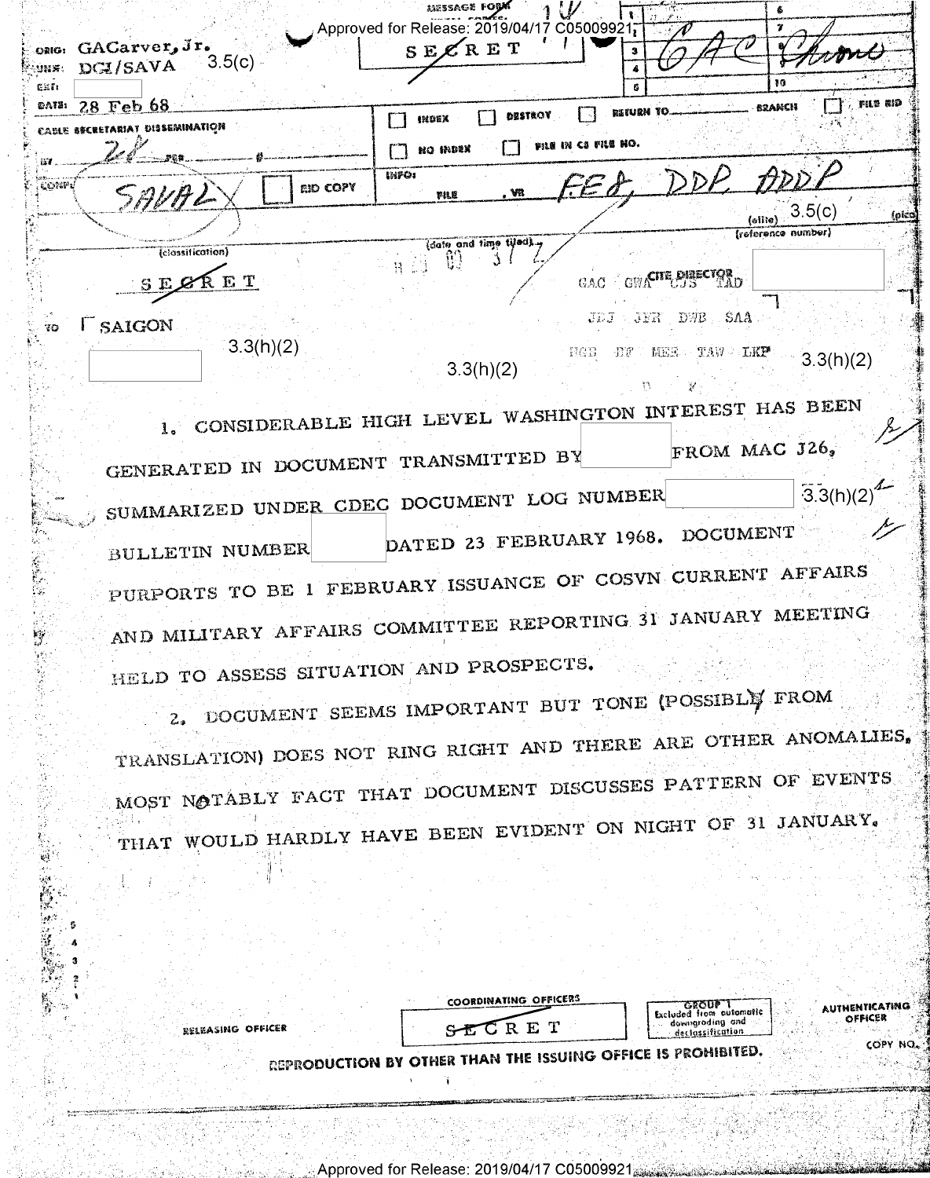Approved for Release: 2019/04/17 C05009921

MESSAGE FORM

SECRET

ORIG: GACarver, Jr.
UNIT: DCI/SAVA 3.5(c)
EXT:
DATE: 28 Feb 68

CABLE SECRETARIAT DISSEMINATION

BY: 2/8 PER #

CONF: SAVAL

☐ RID COPY

☐ INDEX ☐ DESTROY ☐ RETURN TO ____ BRANCH ☐ FILE RID

☐ NO INDEX ☐ FILE IN CS FILE NO.

INFO: FILE, VR FE8, DDP, ADDP

GAC Chrono

3.5(c)

(elite) (pica)
(reference number)

(classification) (date and time filed)

SECRET

CITE DIRECTOR

GAC GWA CJS TAD

JEJ JFR DWB SAA

HGB DF MES TAW LKP

TO SAIGON

3.3(h)(2) 3.3(h)(2) 3.3(h)(2)

1. CONSIDERABLE HIGH LEVEL WASHINGTON INTEREST HAS BEEN GENERATED IN DOCUMENT TRANSMITTED BY [REDACTED] FROM MAC J26, SUMMARIZED UNDER CDEC DOCUMENT LOG NUMBER [REDACTED] 3.3(h)(2) BULLETIN NUMBER [REDACTED] DATED 23 FEBRUARY 1968. DOCUMENT PURPORTS TO BE 1 FEBRUARY ISSUANCE OF COSVN CURRENT AFFAIRS AND MILITARY AFFAIRS COMMITTEE REPORTING 31 JANUARY MEETING HELD TO ASSESS SITUATION AND PROSPECTS.

2. DOCUMENT SEEMS IMPORTANT BUT TONE (POSSIBLY FROM TRANSLATION) DOES NOT RING RIGHT AND THERE ARE OTHER ANOMALIES, MOST NOTABLY FACT THAT DOCUMENT DISCUSSES PATTERN OF EVENTS THAT WOULD HARDLY HAVE BEEN EVIDENT ON NIGHT OF 31 JANUARY.

RELEASING OFFICER

COORDINATING OFFICERS

SECRET

GROUP 1
Excluded from automatic downgrading and declassification

AUTHENTICATING OFFICER

COPY NO.

REPRODUCTION BY OTHER THAN THE ISSUING OFFICE IS PROHIBITED.

Approved for Release: 2019/04/17 C05009921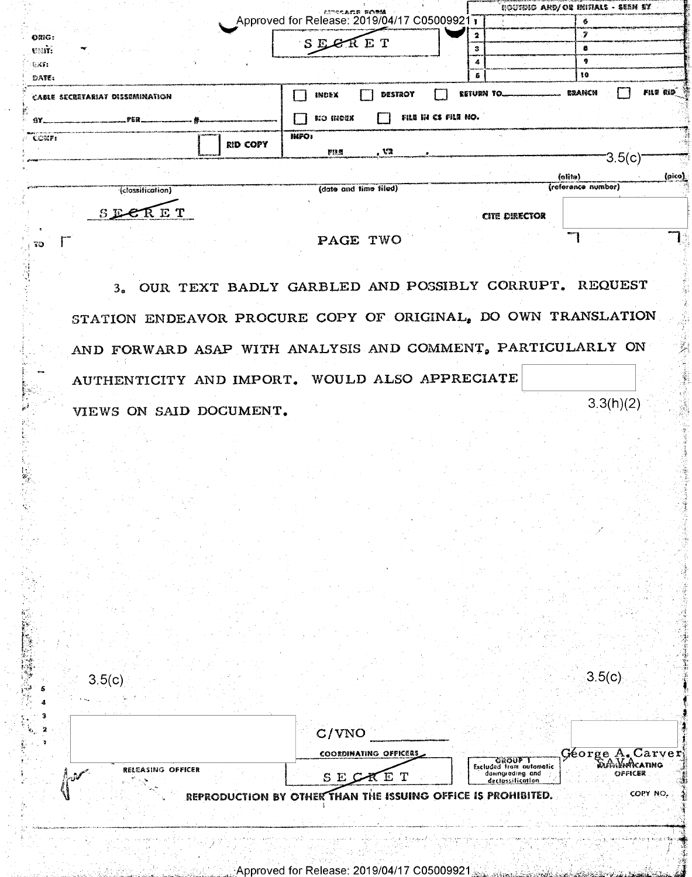Approved for Release: 2019/04/17 C05009921

MESSAGE FORM

SECRET

ORIG:
UNIT:
EXT:
DATE:

ROUTING AND/OR INITIALS - SEEN BY

CABLE SECRETARIAT DISSEMINATION

BY _____ PER _____ # _____

CONF: RID COPY

INDEX / DESTROY / RETURN TO _____ BRANCH / FILE RID

NO INDEX / FILE IN CS FILE NO.

INFO: FILE , VR ,

3.5(c)

(classification) (date and time filed) (elite) (pico) (reference number)

SECRET CITE DIRECTOR

TO PAGE TWO

3. OUR TEXT BADLY GARBLED AND POSSIBLY CORRUPT. REQUEST STATION ENDEAVOR PROCURE COPY OF ORIGINAL, DO OWN TRANSLATION AND FORWARD ASAP WITH ANALYSIS AND COMMENT, PARTICULARLY ON AUTHENTICITY AND IMPORT. WOULD ALSO APPRECIATE [3.3(h)(2)] VIEWS ON SAID DOCUMENT.

3.5(c) 3.5(c)

C/VNO _____

COORDINATING OFFICERS

RELEASING OFFICER

SECRET

GROUP 1 Excluded from automatic downgrading and declassification

George A. Carver
SAVA
AUTHENTICATING OFFICER

REPRODUCTION BY OTHER THAN THE ISSUING OFFICE IS PROHIBITED.

COPY NO.

Approved for Release: 2019/04/17 C05009921